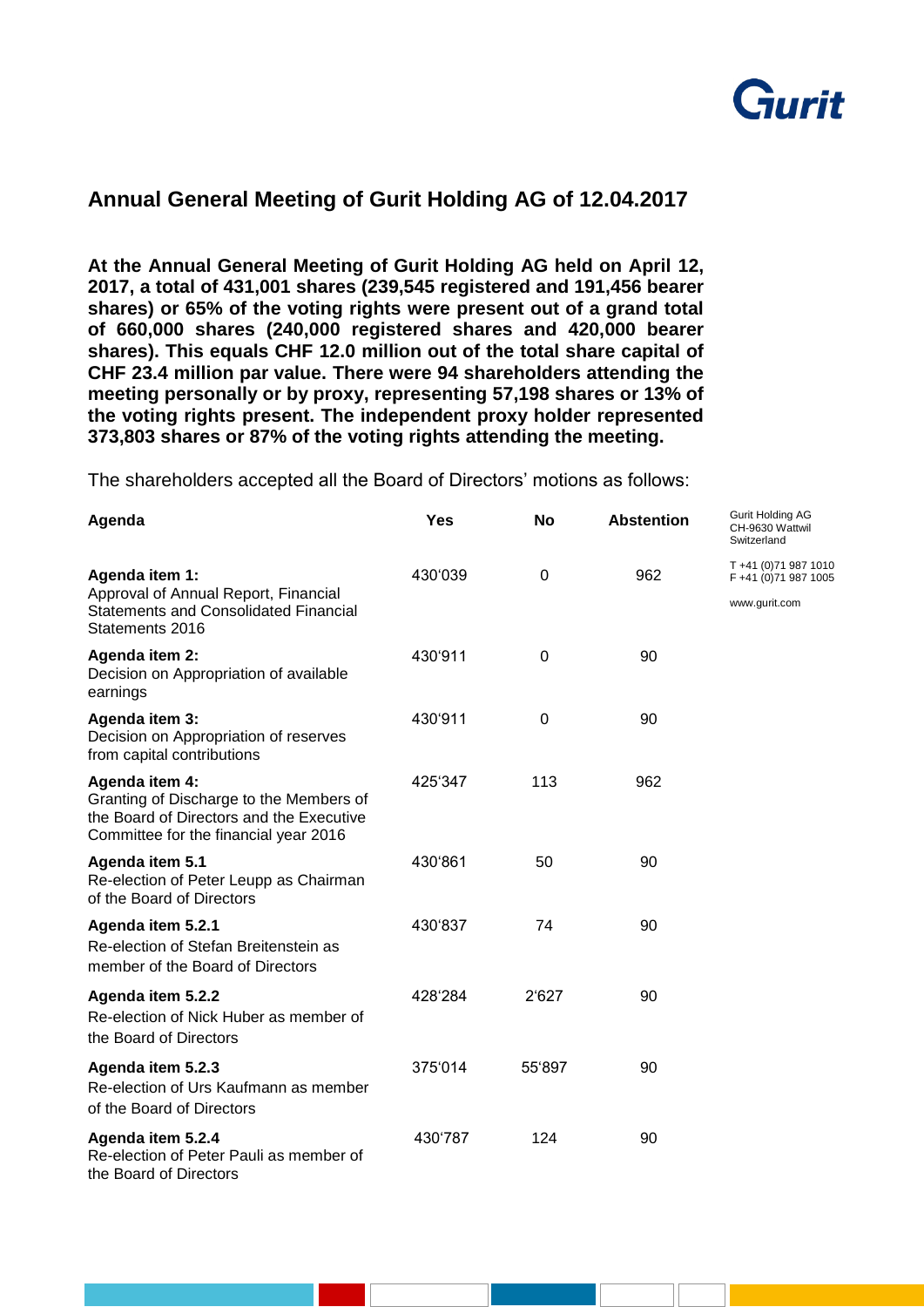## Annual General Meeting of Gurit Holding AG of 12.04.2017

**At the Annual General Meeting of Gurit Holding AG held on April 12, 2017, a total of 431,001 shares (239,545 registered and 191,456 bearer shares) or 65% of the voting rights were present out of a grand total of 660,000 shares (240,000 registered shares and 420,000 bearer shares). This equals CHF 12.0 million out of the total share capital of CHF 23.4 million par value. There were 94 shareholders attending the meeting personally or by proxy, representing 57,198 shares or 13% of the voting rights present. The independent proxy holder represented 373,803 shares or 87% of the voting rights attending the meeting.**

The shareholders accepted all the Board of Directors' motions as follows:

| Agenda | Yes | No | Abstention |
|---|---|---|---|
| **Agenda item 1:** Approval of Annual Report, Financial Statements and Consolidated Financial Statements 2016 | 430'039 | 0 | 962 |
| **Agenda item 2:** Decision on Appropriation of available earnings | 430'911 | 0 | 90 |
| **Agenda item 3:** Decision on Appropriation of reserves from capital contributions | 430'911 | 0 | 90 |
| **Agenda item 4:** Granting of Discharge to the Members of the Board of Directors and the Executive Committee for the financial year 2016 | 425'347 | 113 | 962 |
| **Agenda item 5.1** Re-election of Peter Leupp as Chairman of the Board of Directors | 430'861 | 50 | 90 |
| **Agenda item 5.2.1** Re-election of Stefan Breitenstein as member of the Board of Directors | 430'837 | 74 | 90 |
| **Agenda item 5.2.2** Re-election of Nick Huber as member of the Board of Directors | 428'284 | 2'627 | 90 |
| **Agenda item 5.2.3** Re-election of Urs Kaufmann as member of the Board of Directors | 375'014 | 55'897 | 90 |
| **Agenda item 5.2.4** Re-election of Peter Pauli as member of the Board of Directors | 430'787 | 124 | 90 |

Gurit Holding AG
CH-9630 Wattwil
Switzerland

T +41 (0)71 987 1010
F +41 (0)71 987 1005

www.gurit.com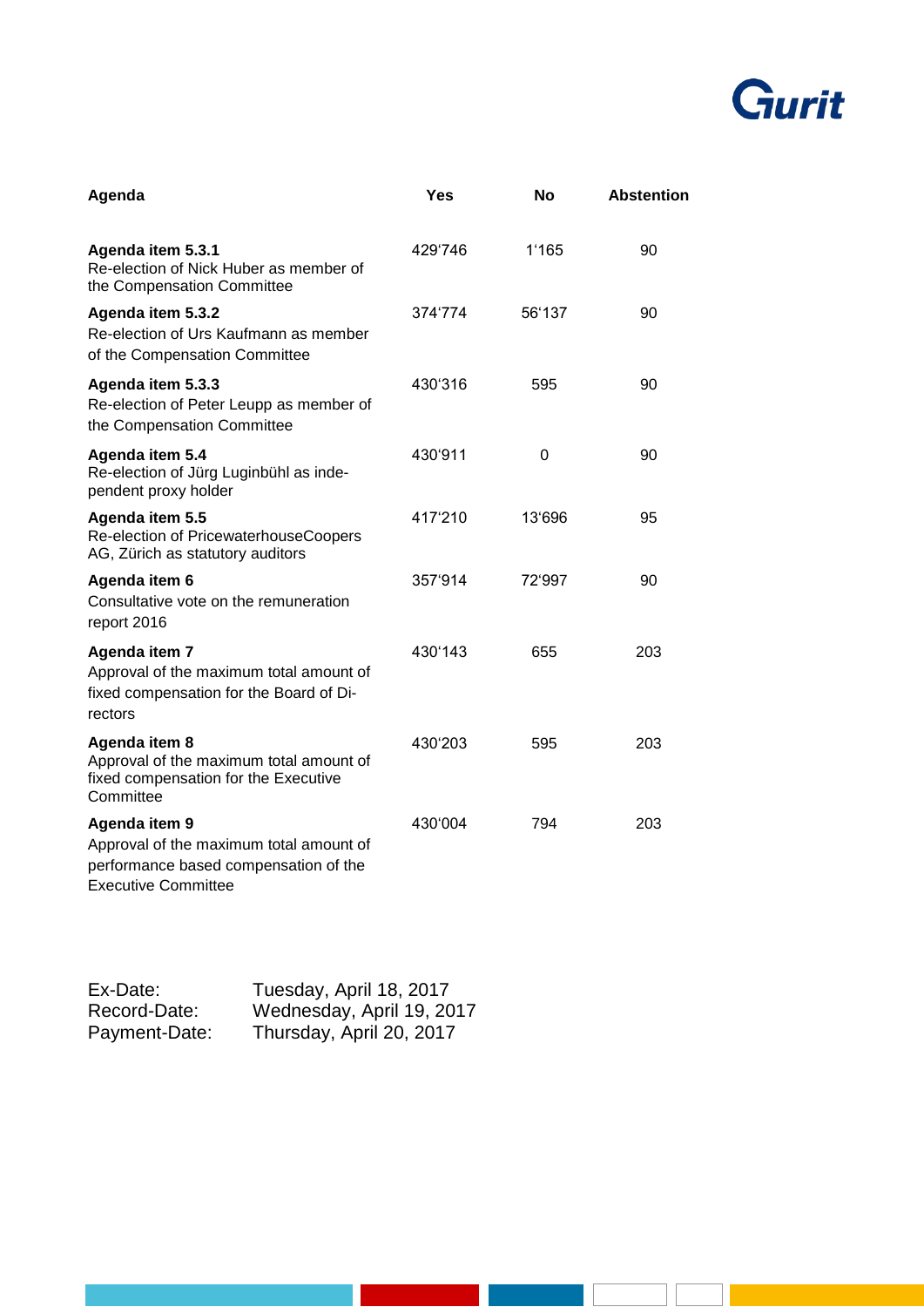| Agenda | Yes | No | Abstention |
|---|---|---|---|
| **Agenda item 5.3.1**<br>Re-election of Nick Huber as member of the Compensation Committee | 429'746 | 1'165 | 90 |
| **Agenda item 5.3.2**<br>Re-election of Urs Kaufmann as member of the Compensation Committee | 374'774 | 56'137 | 90 |
| **Agenda item 5.3.3**<br>Re-election of Peter Leupp as member of the Compensation Committee | 430'316 | 595 | 90 |
| **Agenda item 5.4**<br>Re-election of Jürg Luginbühl as independent proxy holder | 430'911 | 0 | 90 |
| **Agenda item 5.5**<br>Re-election of PricewaterhouseCoopers AG, Zürich as statutory auditors | 417'210 | 13'696 | 95 |
| **Agenda item 6**<br>Consultative vote on the remuneration report 2016 | 357'914 | 72'997 | 90 |
| **Agenda item 7**<br>Approval of the maximum total amount of fixed compensation for the Board of Directors | 430'143 | 655 | 203 |
| **Agenda item 8**<br>Approval of the maximum total amount of fixed compensation for the Executive Committee | 430'203 | 595 | 203 |
| **Agenda item 9**<br>Approval of the maximum total amount of performance based compensation of the Executive Committee | 430'004 | 794 | 203 |

| | |
|---|---|
| Ex-Date: | Tuesday, April 18, 2017 |
| Record-Date: | Wednesday, April 19, 2017 |
| Payment-Date: | Thursday, April 20, 2017 |